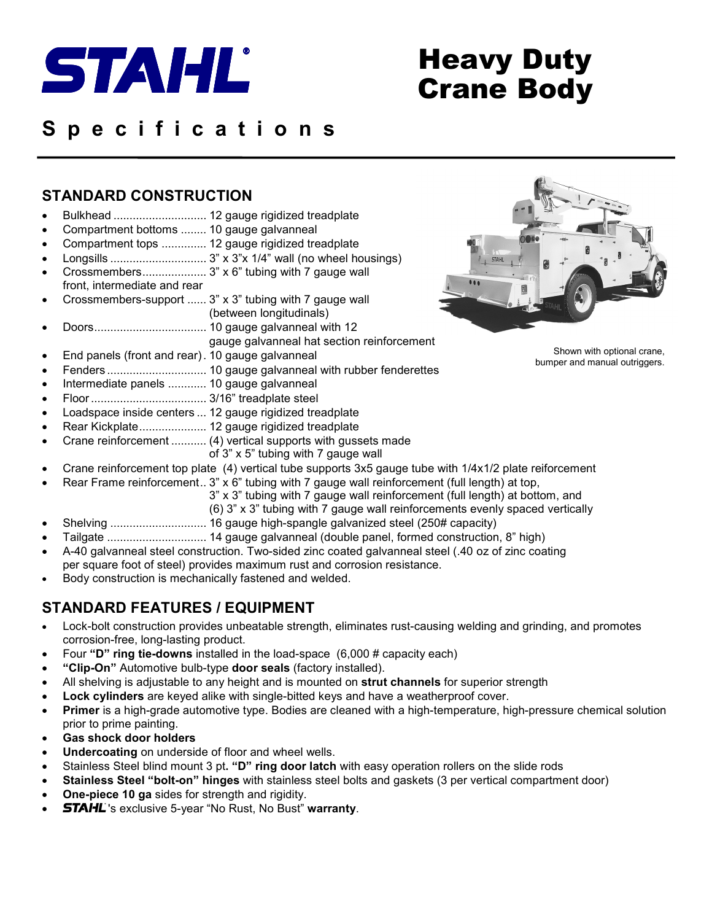# STAHL

# Heavy Duty Crane Body

## Specifications

### STANDARD CONSTRUCTION

- Bulkhead ............................ 12 gauge rigidized treadplate
- Compartment bottoms ........ 10 gauge galvanneal
- Compartment tops .............. 12 gauge rigidized treadplate
- Longsills ............................ 3" x 3"x 1/4" wall (no wheel housings)
- Crossmembers.................... 3" x 6" tubing with 7 gauge wall front, intermediate and rear
- Crossmembers-support ...... 3" x 3" tubing with 7 gauge wall (between longitudinals)
- Doors.................................. 10 gauge galvanneal with 12 gauge galvanneal hat section reinforcement
- End panels (front and rear) . 10 gauge galvanneal
- Fenders .............................. 10 gauge galvanneal with rubber fenderettes
- Intermediate panels ............ 10 gauge galvanneal
- Floor .................................. 3/16" treadplate steel
- Loadspace inside centers ... 12 gauge rigidized treadplate
- Rear Kickplate..................... 12 gauge rigidized treadplate
- Crane reinforcement ........... (4) vertical supports with gussets made of 3" x 5" tubing with 7 gauge wall
- Crane reinforcement top plate (4) vertical tube supports 3x5 gauge tube with 1/4x1/2 plate reiforcement
- Rear Frame reinforcement.. 3" x 6" tubing with 7 gauge wall reinforcement (full length) at top, 3" x 3" tubing with 7 gauge wall reinforcement (full length) at bottom, and (6) 3" x 3" tubing with 7 gauge wall reinforcements evenly spaced vertically
- Shelving ............................. 16 gauge high-spangle galvanized steel (250# capacity)
- Tailgate .............................. 14 gauge galvanneal (double panel, formed construction, 8" high)
- A-40 galvanneal steel construction. Two-sided zinc coated galvanneal steel (.40 oz of zinc coating per square foot of steel) provides maximum rust and corrosion resistance.
- Body construction is mechanically fastened and welded.

Shown with optional crane, bumper and manual outriggers.

### STANDARD FEATURES / EQUIPMENT

- Lock-bolt construction provides unbeatable strength, eliminates rust-causing welding and grinding, and promotes corrosion-free, long-lasting product.
- Four **"D" ring tie-downs** installed in the load-space (6,000 # capacity each)
- **"Clip-On"** Automotive bulb-type **door seals** (factory installed).
- All shelving is adjustable to any height and is mounted on **strut channels** for superior strength
- **Lock cylinders** are keyed alike with single-bitted keys and have a weatherproof cover.
- **Primer** is a high-grade automotive type. Bodies are cleaned with a high-temperature, high-pressure chemical solution prior to prime painting.
- **Gas shock door holders**
- **Undercoating** on underside of floor and wheel wells.
- Stainless Steel blind mount 3 pt**. "D" ring door latch** with easy operation rollers on the slide rods
- **Stainless Steel "bolt-on" hinges** with stainless steel bolts and gaskets (3 per vertical compartment door)
- **One-piece 10 ga** sides for strength and rigidity.
- ***STAHL***'s exclusive 5-year "No Rust, No Bust" **warranty**.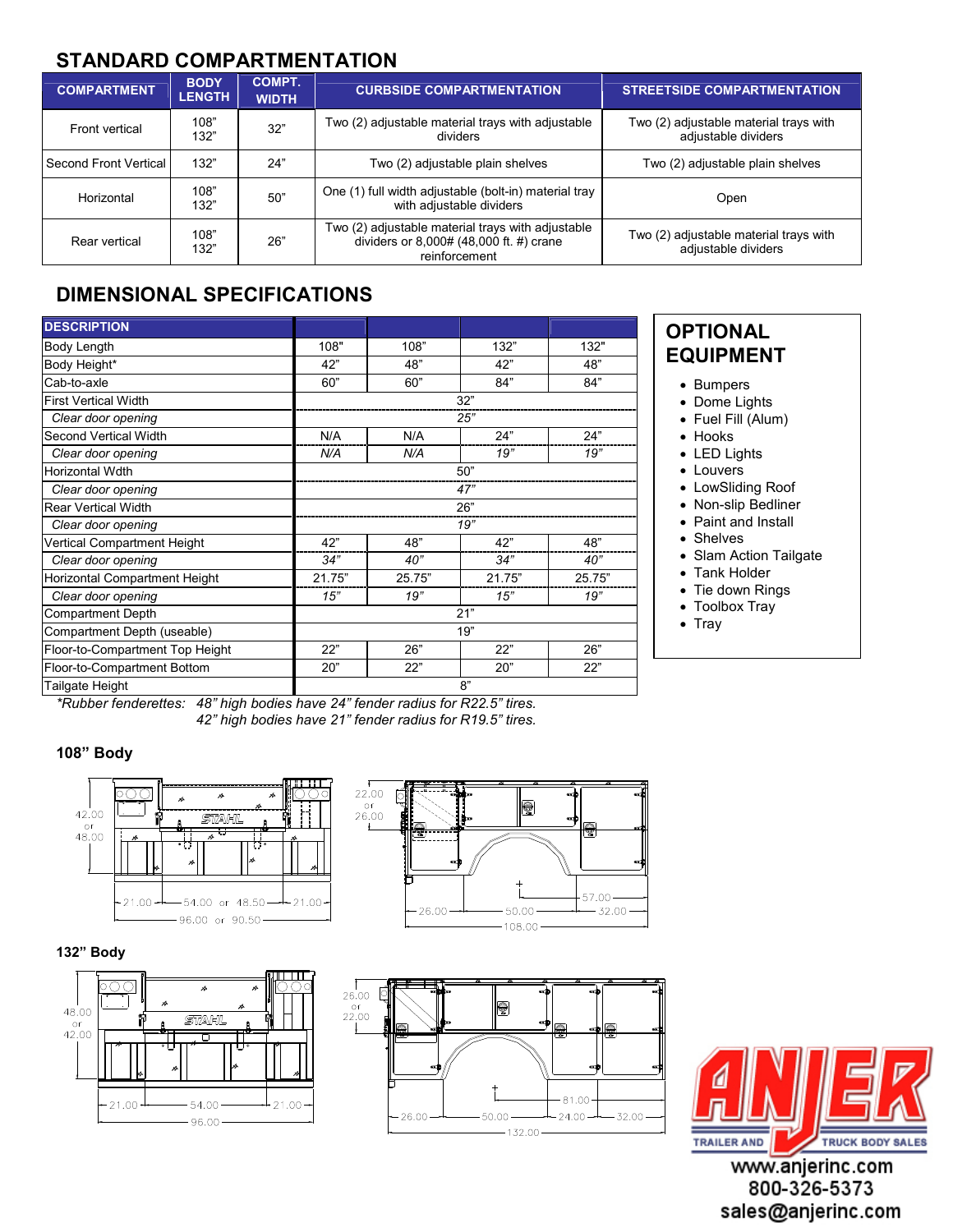## STANDARD COMPARTMENTATION

| COMPARTMENT | BODY LENGTH | COMPT. WIDTH | CURBSIDE COMPARTMENTATION | STREETSIDE COMPARTMENTATION |
|---|---|---|---|---|
| Front vertical | 108" 132" | 32" | Two (2) adjustable material trays with adjustable dividers | Two (2) adjustable material trays with adjustable dividers |
| Second Front Vertical | 132" | 24" | Two (2) adjustable plain shelves | Two (2) adjustable plain shelves |
| Horizontal | 108" 132" | 50" | One (1) full width adjustable (bolt-in) material tray with adjustable dividers | Open |
| Rear vertical | 108" 132" | 26" | Two (2) adjustable material trays with adjustable dividers or 8,000# (48,000 ft. #) crane reinforcement | Two (2) adjustable material trays with adjustable dividers |

## DIMENSIONAL SPECIFICATIONS

| DESCRIPTION | | | | |
|---|---|---|---|---|
| Body Length | 108" | 108" | 132" | 132" |
| Body Height* | 42" | 48" | 42" | 48" |
| Cab-to-axle | 60" | 60" | 84" | 84" |
| First Vertical Width | 32" | | | |
| *Clear door opening* | *25"* | | | |
| Second Vertical Width | N/A | N/A | 24" | 24" |
| *Clear door opening* | *N/A* | *N/A* | *19"* | *19"* |
| Horizontal Wdth | 50" | | | |
| *Clear door opening* | *47"* | | | |
| Rear Vertical Width | 26" | | | |
| *Clear door opening* | *19"* | | | |
| Vertical Compartment Height | 42" | 48" | 42" | 48" |
| *Clear door opening* | *34"* | *40"* | *34"* | *40"* |
| Horizontal Compartment Height | 21.75" | 25.75" | 21.75" | 25.75" |
| *Clear door opening* | *15"* | *19"* | *15"* | *19"* |
| Compartment Depth | 21" | | | |
| Compartment Depth (useable) | 19" | | | |
| Floor-to-Compartment Top Height | 22" | 26" | 22" | 26" |
| Floor-to-Compartment Bottom | 20" | 22" | 20" | 22" |
| Tailgate Height | 8" | | | |

*\*Rubber fenderettes: 48" high bodies have 24" fender radius for R22.5" tires.*
*42" high bodies have 21" fender radius for R19.5" tires.*

## OPTIONAL EQUIPMENT

- Bumpers
- Dome Lights
- Fuel Fill (Alum)
- Hooks
- LED Lights
- Louvers
- LowSliding Roof
- Non-slip Bedliner
- Paint and Install
- Shelves
- Slam Action Tailgate
- Tank Holder
- Tie down Rings
- Toolbox Tray
- Tray

### 108" Body

42.00 or 48.00
21.00 — 54.00 or 48.50 — 21.00
96.00 or 90.50
22.00 or 26.00
26.00 — 50.00 — 32.00
57.00
108.00

### 132" Body

48.00 or 42.00
21.00 — 54.00 — 21.00
96.00
26.00 or 22.00
26.00 — 50.00 — 24.00 — 32.00
81.00
132.00

ANJER TRAILER AND TRUCK BODY SALES
www.anjerinc.com
800-326-5373
sales@anjerinc.com